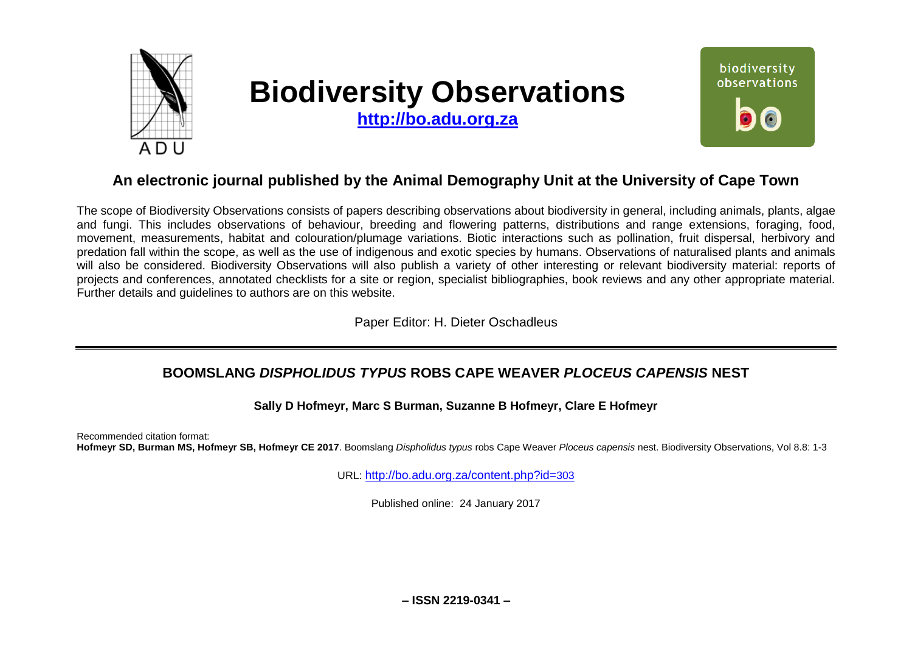# Biodiversity Observations

**http://bo.adu.org.za**

## An electronic journal published by the Animal Demography Unit at the University of Cape Town

The scope of Biodiversity Observations consists of papers describing observations about biodiversity in general, including animals, plants, algae and fungi. This includes observations of behaviour, breeding and flowering patterns, distributions and range extensions, foraging, food, movement, measurements, habitat and colouration/plumage variations. Biotic interactions such as pollination, fruit dispersal, herbivory and predation fall within the scope, as well as the use of indigenous and exotic species by humans. Observations of naturalised plants and animals will also be considered. Biodiversity Observations will also publish a variety of other interesting or relevant biodiversity material: reports of projects and conferences, annotated checklists for a site or region, specialist bibliographies, book reviews and any other appropriate material. Further details and guidelines to authors are on this website.

Paper Editor: H. Dieter Oschadleus

---

# BOOMSLANG *DISPHOLIDUS TYPUS* ROBS CAPE WEAVER *PLOCEUS CAPENSIS* NEST

**Sally D Hofmeyr, Marc S Burman, Suzanne B Hofmeyr, Clare E Hofmeyr**

Recommended citation format:
**Hofmeyr SD, Burman MS, Hofmeyr SB, Hofmeyr CE 2017**. Boomslang *Dispholidus typus* robs Cape Weaver *Ploceus capensis* nest. Biodiversity Observations, Vol 8.8: 1-3

URL: http://bo.adu.org.za/content.php?id=303

Published online: 24 January 2017

**– ISSN 2219-0341 –**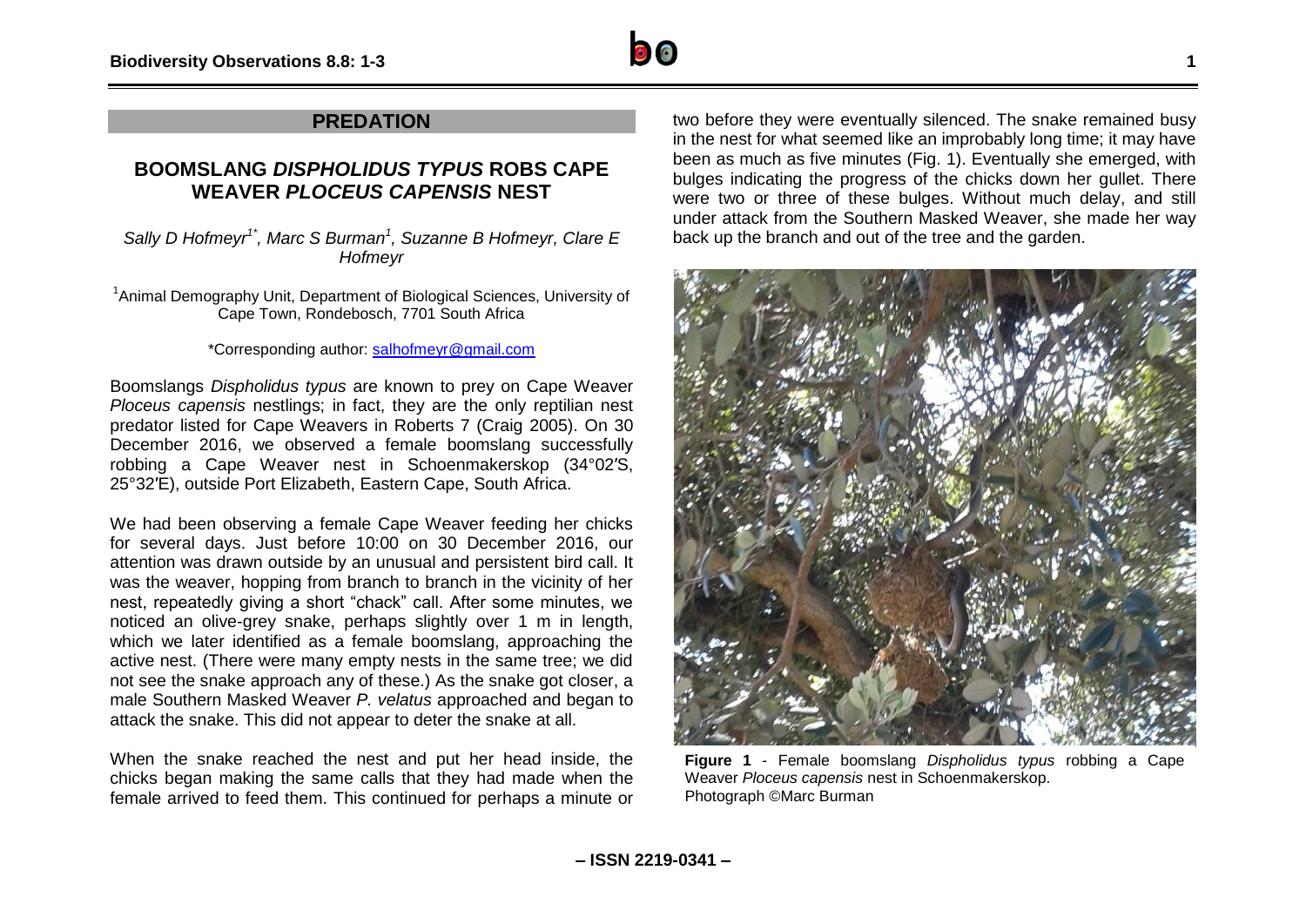## PREDATION

# BOOMSLANG *DISPHOLIDUS TYPUS* ROBS CAPE WEAVER *PLOCEUS CAPENSIS* NEST

*Sally D Hofmeyr[1*], Marc S Burman[1], Suzanne B Hofmeyr, Clare E Hofmeyr*

[1]Animal Demography Unit, Department of Biological Sciences, University of Cape Town, Rondebosch, 7701 South Africa

*Corresponding author: salhofmeyr@gmail.com

Boomslangs *Dispholidus typus* are known to prey on Cape Weaver *Ploceus capensis* nestlings; in fact, they are the only reptilian nest predator listed for Cape Weavers in Roberts 7 (Craig 2005). On 30 December 2016, we observed a female boomslang successfully robbing a Cape Weaver nest in Schoenmakerskop (34°02′S, 25°32′E), outside Port Elizabeth, Eastern Cape, South Africa.

We had been observing a female Cape Weaver feeding her chicks for several days. Just before 10:00 on 30 December 2016, our attention was drawn outside by an unusual and persistent bird call. It was the weaver, hopping from branch to branch in the vicinity of her nest, repeatedly giving a short "chack" call. After some minutes, we noticed an olive-grey snake, perhaps slightly over 1 m in length, which we later identified as a female boomslang, approaching the active nest. (There were many empty nests in the same tree; we did not see the snake approach any of these.) As the snake got closer, a male Southern Masked Weaver *P. velatus* approached and began to attack the snake. This did not appear to deter the snake at all.

When the snake reached the nest and put her head inside, the chicks began making the same calls that they had made when the female arrived to feed them. This continued for perhaps a minute or two before they were eventually silenced. The snake remained busy in the nest for what seemed like an improbably long time; it may have been as much as five minutes (Fig. 1). Eventually she emerged, with bulges indicating the progress of the chicks down her gullet. There were two or three of these bulges. Without much delay, and still under attack from the Southern Masked Weaver, she made her way back up the branch and out of the tree and the garden.

**Figure 1** - Female boomslang *Dispholidus typus* robbing a Cape Weaver *Ploceus capensis* nest in Schoenmakerskop. Photograph ©Marc Burman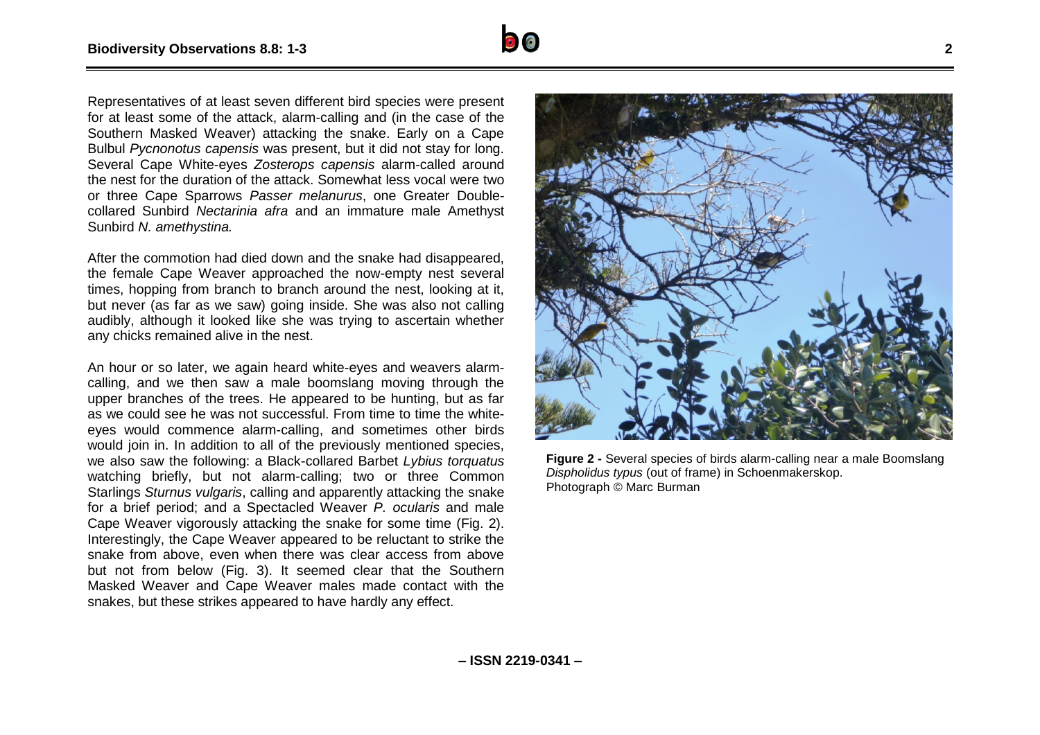Representatives of at least seven different bird species were present for at least some of the attack, alarm-calling and (in the case of the Southern Masked Weaver) attacking the snake. Early on a Cape Bulbul *Pycnonotus capensis* was present, but it did not stay for long. Several Cape White-eyes *Zosterops capensis* alarm-called around the nest for the duration of the attack. Somewhat less vocal were two or three Cape Sparrows *Passer melanurus*, one Greater Double-collared Sunbird *Nectarinia afra* and an immature male Amethyst Sunbird *N. amethystina.*

After the commotion had died down and the snake had disappeared, the female Cape Weaver approached the now-empty nest several times, hopping from branch to branch around the nest, looking at it, but never (as far as we saw) going inside. She was also not calling audibly, although it looked like she was trying to ascertain whether any chicks remained alive in the nest.

An hour or so later, we again heard white-eyes and weavers alarm-calling, and we then saw a male boomslang moving through the upper branches of the trees. He appeared to be hunting, but as far as we could see he was not successful. From time to time the white-eyes would commence alarm-calling, and sometimes other birds would join in. In addition to all of the previously mentioned species, we also saw the following: a Black-collared Barbet *Lybius torquatus* watching briefly, but not alarm-calling; two or three Common Starlings *Sturnus vulgaris*, calling and apparently attacking the snake for a brief period; and a Spectacled Weaver *P. ocularis* and male Cape Weaver vigorously attacking the snake for some time (Fig. 2). Interestingly, the Cape Weaver appeared to be reluctant to strike the snake from above, even when there was clear access from above but not from below (Fig. 3). It seemed clear that the Southern Masked Weaver and Cape Weaver males made contact with the snakes, but these strikes appeared to have hardly any effect.

**Figure 2 -** Several species of birds alarm-calling near a male Boomslang *Dispholidus typus* (out of frame) in Schoenmakerskop. Photograph © Marc Burman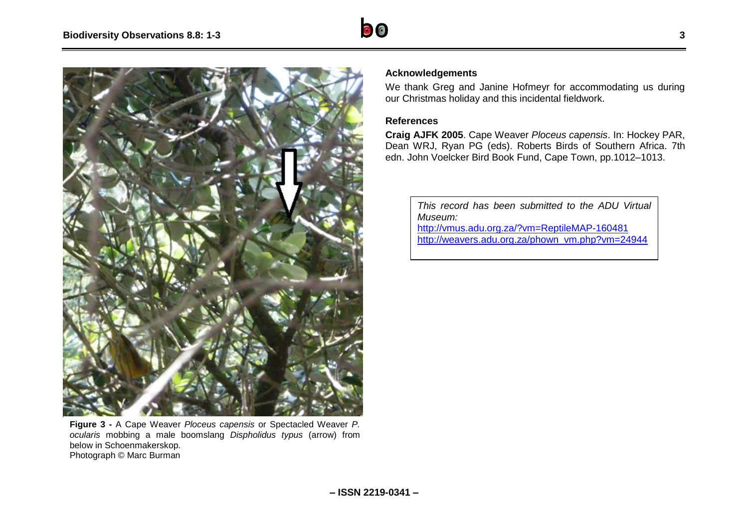**Figure 3 -** A Cape Weaver *Ploceus capensis* or Spectacled Weaver *P. ocularis* mobbing a male boomslang *Dispholidus typus* (arrow) from below in Schoenmakerskop.
Photograph © Marc Burman

## Acknowledgements

We thank Greg and Janine Hofmeyr for accommodating us during our Christmas holiday and this incidental fieldwork.

## References

**Craig AJFK 2005**. Cape Weaver *Ploceus capensis*. In: Hockey PAR, Dean WRJ, Ryan PG (eds). Roberts Birds of Southern Africa. 7th edn. John Voelcker Bird Book Fund, Cape Town, pp.1012–1013.

*This record has been submitted to the ADU Virtual Museum:*
http://vmus.adu.org.za/?vm=ReptileMAP-160481
http://weavers.adu.org.za/phown_vm.php?vm=24944

– ISSN 2219-0341 –